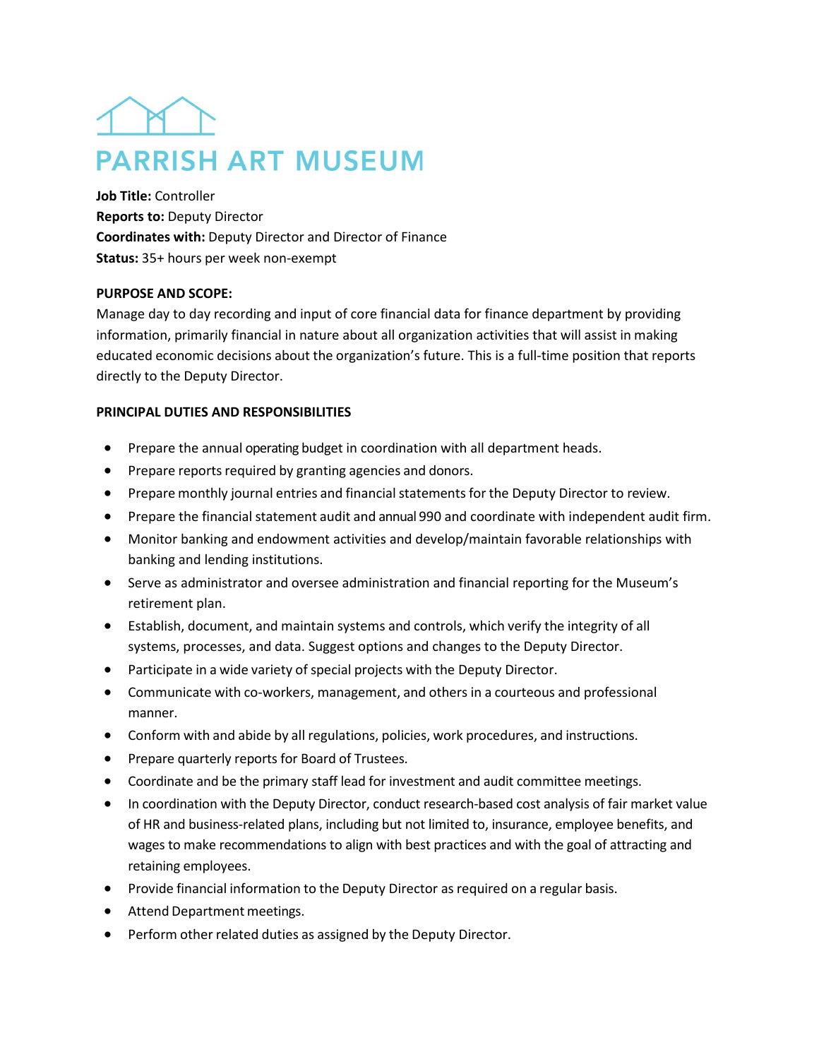# PARRISH ART MUSEUM

**Job Title:** Controller
**Reports to:** Deputy Director
**Coordinates with:** Deputy Director and Director of Finance
**Status:** 35+ hours per week non-exempt

**PURPOSE AND SCOPE:**

Manage day to day recording and input of core financial data for finance department by providing information, primarily financial in nature about all organization activities that will assist in making educated economic decisions about the organization's future. This is a full-time position that reports directly to the Deputy Director.

**PRINCIPAL DUTIES AND RESPONSIBILITIES**

- Prepare the annual operating budget in coordination with all department heads.
- Prepare reports required by granting agencies and donors.
- Prepare monthly journal entries and financial statements for the Deputy Director to review.
- Prepare the financial statement audit and annual 990 and coordinate with independent audit firm.
- Monitor banking and endowment activities and develop/maintain favorable relationships with banking and lending institutions.
- Serve as administrator and oversee administration and financial reporting for the Museum's retirement plan.
- Establish, document, and maintain systems and controls, which verify the integrity of all systems, processes, and data. Suggest options and changes to the Deputy Director.
- Participate in a wide variety of special projects with the Deputy Director.
- Communicate with co-workers, management, and others in a courteous and professional manner.
- Conform with and abide by all regulations, policies, work procedures, and instructions.
- Prepare quarterly reports for Board of Trustees.
- Coordinate and be the primary staff lead for investment and audit committee meetings.
- In coordination with the Deputy Director, conduct research-based cost analysis of fair market value of HR and business-related plans, including but not limited to, insurance, employee benefits, and wages to make recommendations to align with best practices and with the goal of attracting and retaining employees.
- Provide financial information to the Deputy Director as required on a regular basis.
- Attend Department meetings.
- Perform other related duties as assigned by the Deputy Director.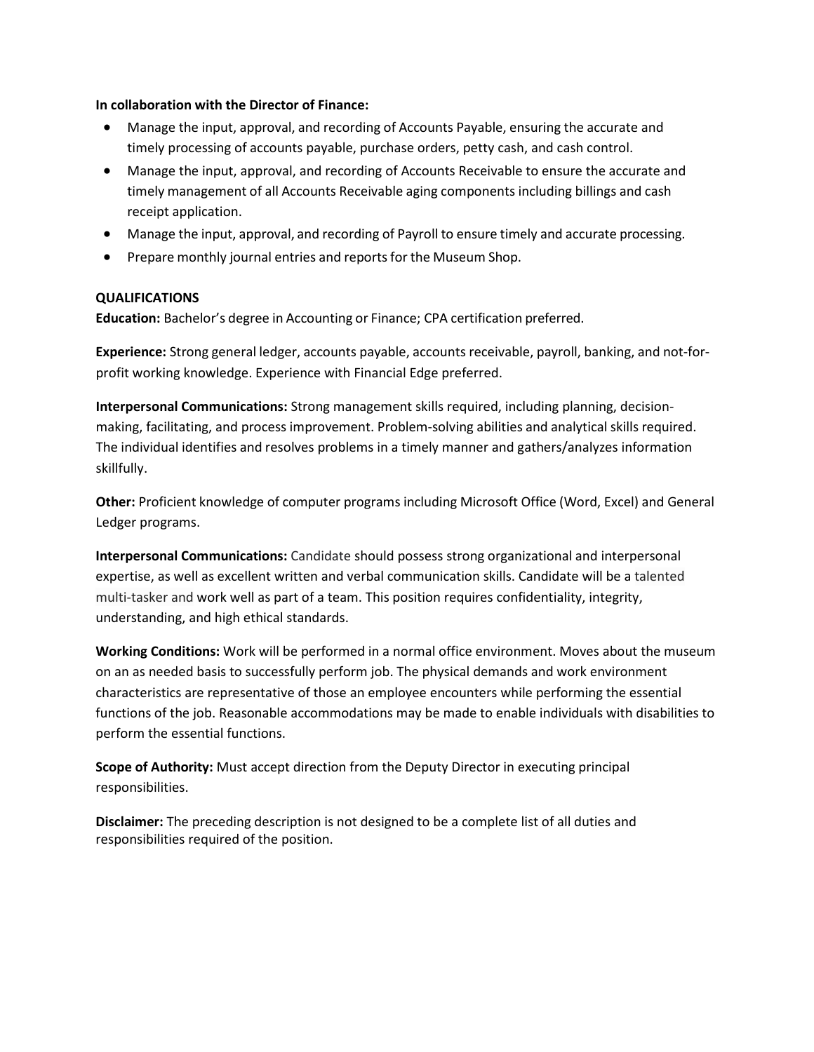**In collaboration with the Director of Finance:**

- Manage the input, approval, and recording of Accounts Payable, ensuring the accurate and timely processing of accounts payable, purchase orders, petty cash, and cash control.
- Manage the input, approval, and recording of Accounts Receivable to ensure the accurate and timely management of all Accounts Receivable aging components including billings and cash receipt application.
- Manage the input, approval, and recording of Payroll to ensure timely and accurate processing.
- Prepare monthly journal entries and reports for the Museum Shop.

**QUALIFICATIONS**

**Education:** Bachelor's degree in Accounting or Finance; CPA certification preferred.

**Experience:** Strong general ledger, accounts payable, accounts receivable, payroll, banking, and not-for-profit working knowledge. Experience with Financial Edge preferred.

**Interpersonal Communications:** Strong management skills required, including planning, decision-making, facilitating, and process improvement. Problem-solving abilities and analytical skills required. The individual identifies and resolves problems in a timely manner and gathers/analyzes information skillfully.

**Other:** Proficient knowledge of computer programs including Microsoft Office (Word, Excel) and General Ledger programs.

**Interpersonal Communications:** Candidate should possess strong organizational and interpersonal expertise, as well as excellent written and verbal communication skills. Candidate will be a talented multi-tasker and work well as part of a team. This position requires confidentiality, integrity, understanding, and high ethical standards.

**Working Conditions:** Work will be performed in a normal office environment. Moves about the museum on an as needed basis to successfully perform job. The physical demands and work environment characteristics are representative of those an employee encounters while performing the essential functions of the job. Reasonable accommodations may be made to enable individuals with disabilities to perform the essential functions.

**Scope of Authority:** Must accept direction from the Deputy Director in executing principal responsibilities.

**Disclaimer:** The preceding description is not designed to be a complete list of all duties and responsibilities required of the position.